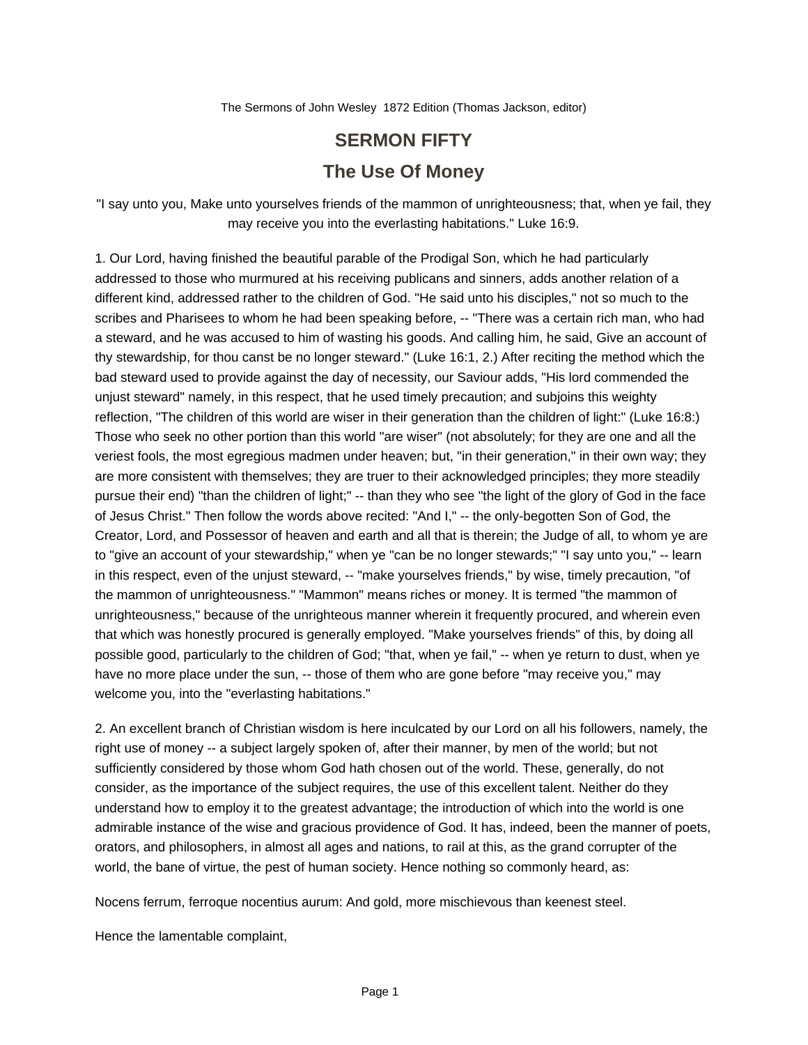The Sermons of John Wesley 1872 Edition (Thomas Jackson, editor)

# SERMON FIFTY

## The Use Of Money

"I say unto you, Make unto yourselves friends of the mammon of unrighteousness; that, when ye fail, they may receive you into the everlasting habitations." Luke 16:9.

1. Our Lord, having finished the beautiful parable of the Prodigal Son, which he had particularly addressed to those who murmured at his receiving publicans and sinners, adds another relation of a different kind, addressed rather to the children of God. "He said unto his disciples," not so much to the scribes and Pharisees to whom he had been speaking before, -- "There was a certain rich man, who had a steward, and he was accused to him of wasting his goods. And calling him, he said, Give an account of thy stewardship, for thou canst be no longer steward." (Luke 16:1, 2.) After reciting the method which the bad steward used to provide against the day of necessity, our Saviour adds, "His lord commended the unjust steward" namely, in this respect, that he used timely precaution; and subjoins this weighty reflection, "The children of this world are wiser in their generation than the children of light:" (Luke 16:8:) Those who seek no other portion than this world "are wiser" (not absolutely; for they are one and all the veriest fools, the most egregious madmen under heaven; but, "in their generation," in their own way; they are more consistent with themselves; they are truer to their acknowledged principles; they more steadily pursue their end) "than the children of light;" -- than they who see "the light of the glory of God in the face of Jesus Christ." Then follow the words above recited: "And I," -- the only-begotten Son of God, the Creator, Lord, and Possessor of heaven and earth and all that is therein; the Judge of all, to whom ye are to "give an account of your stewardship," when ye "can be no longer stewards;" "I say unto you," -- learn in this respect, even of the unjust steward, -- "make yourselves friends," by wise, timely precaution, "of the mammon of unrighteousness." "Mammon" means riches or money. It is termed "the mammon of unrighteousness," because of the unrighteous manner wherein it frequently procured, and wherein even that which was honestly procured is generally employed. "Make yourselves friends" of this, by doing all possible good, particularly to the children of God; "that, when ye fail," -- when ye return to dust, when ye have no more place under the sun, -- those of them who are gone before "may receive you," may welcome you, into the "everlasting habitations."

2. An excellent branch of Christian wisdom is here inculcated by our Lord on all his followers, namely, the right use of money -- a subject largely spoken of, after their manner, by men of the world; but not sufficiently considered by those whom God hath chosen out of the world. These, generally, do not consider, as the importance of the subject requires, the use of this excellent talent. Neither do they understand how to employ it to the greatest advantage; the introduction of which into the world is one admirable instance of the wise and gracious providence of God. It has, indeed, been the manner of poets, orators, and philosophers, in almost all ages and nations, to rail at this, as the grand corrupter of the world, the bane of virtue, the pest of human society. Hence nothing so commonly heard, as:

Nocens ferrum, ferroque nocentius aurum: And gold, more mischievous than keenest steel.

Hence the lamentable complaint,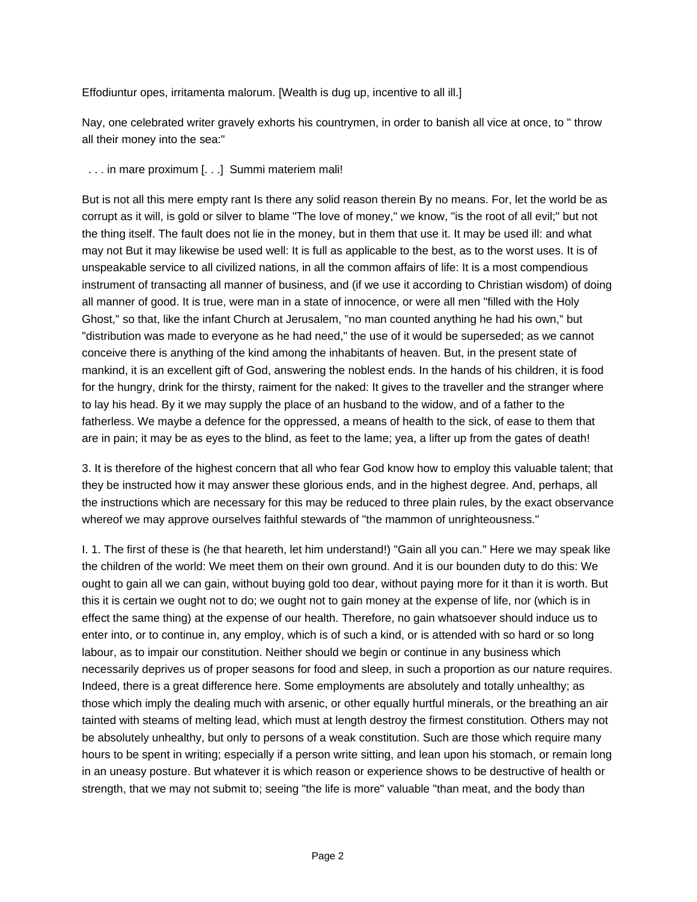Effodiuntur opes, irritamenta malorum. [Wealth is dug up, incentive to all ill.]

Nay, one celebrated writer gravely exhorts his countrymen, in order to banish all vice at once, to " throw all their money into the sea:"

. . . in mare proximum [. . .]  Summi materiem mali!

But is not all this mere empty rant Is there any solid reason therein By no means. For, let the world be as corrupt as it will, is gold or silver to blame "The love of money," we know, "is the root of all evil;" but not the thing itself. The fault does not lie in the money, but in them that use it. It may be used ill: and what may not But it may likewise be used well: It is full as applicable to the best, as to the worst uses. It is of unspeakable service to all civilized nations, in all the common affairs of life: It is a most compendious instrument of transacting all manner of business, and (if we use it according to Christian wisdom) of doing all manner of good. It is true, were man in a state of innocence, or were all men "filled with the Holy Ghost," so that, like the infant Church at Jerusalem, "no man counted anything he had his own," but "distribution was made to everyone as he had need," the use of it would be superseded; as we cannot conceive there is anything of the kind among the inhabitants of heaven. But, in the present state of mankind, it is an excellent gift of God, answering the noblest ends. In the hands of his children, it is food for the hungry, drink for the thirsty, raiment for the naked: It gives to the traveller and the stranger where to lay his head. By it we may supply the place of an husband to the widow, and of a father to the fatherless. We maybe a defence for the oppressed, a means of health to the sick, of ease to them that are in pain; it may be as eyes to the blind, as feet to the lame; yea, a lifter up from the gates of death!

3. It is therefore of the highest concern that all who fear God know how to employ this valuable talent; that they be instructed how it may answer these glorious ends, and in the highest degree. And, perhaps, all the instructions which are necessary for this may be reduced to three plain rules, by the exact observance whereof we may approve ourselves faithful stewards of "the mammon of unrighteousness."

I. 1. The first of these is (he that heareth, let him understand!) "Gain all you can." Here we may speak like the children of the world: We meet them on their own ground. And it is our bounden duty to do this: We ought to gain all we can gain, without buying gold too dear, without paying more for it than it is worth. But this it is certain we ought not to do; we ought not to gain money at the expense of life, nor (which is in effect the same thing) at the expense of our health. Therefore, no gain whatsoever should induce us to enter into, or to continue in, any employ, which is of such a kind, or is attended with so hard or so long labour, as to impair our constitution. Neither should we begin or continue in any business which necessarily deprives us of proper seasons for food and sleep, in such a proportion as our nature requires. Indeed, there is a great difference here. Some employments are absolutely and totally unhealthy; as those which imply the dealing much with arsenic, or other equally hurtful minerals, or the breathing an air tainted with steams of melting lead, which must at length destroy the firmest constitution. Others may not be absolutely unhealthy, but only to persons of a weak constitution. Such are those which require many hours to be spent in writing; especially if a person write sitting, and lean upon his stomach, or remain long in an uneasy posture. But whatever it is which reason or experience shows to be destructive of health or strength, that we may not submit to; seeing "the life is more" valuable "than meat, and the body than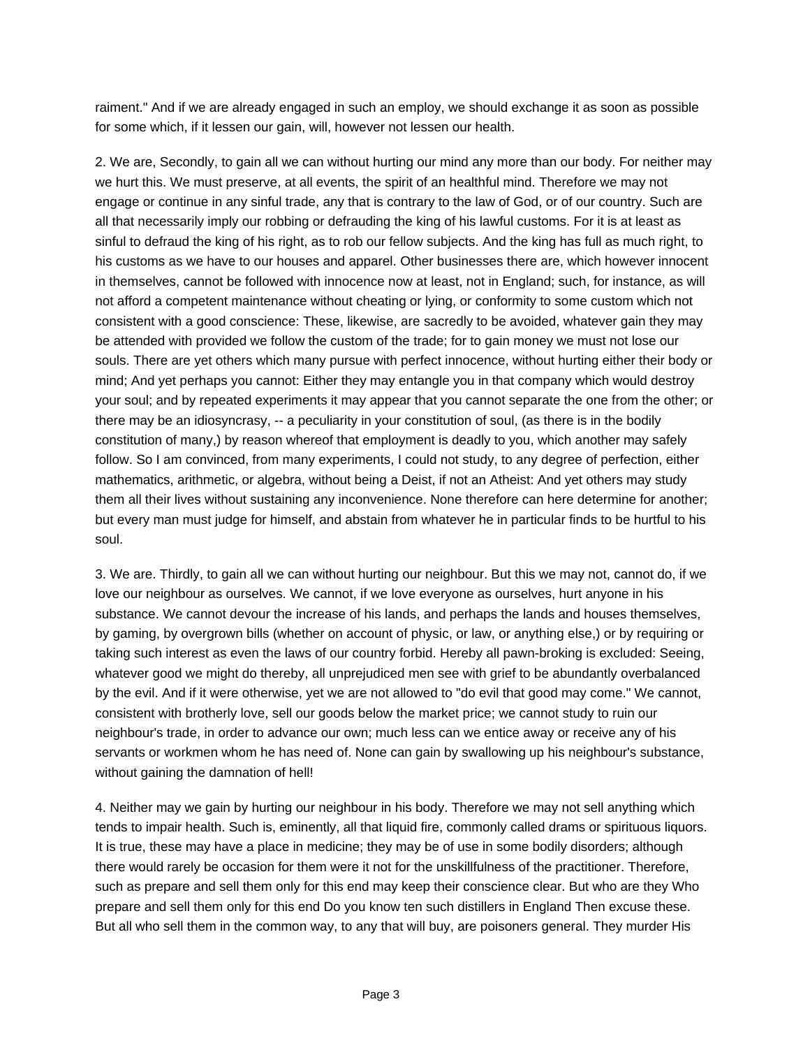raiment." And if we are already engaged in such an employ, we should exchange it as soon as possible for some which, if it lessen our gain, will, however not lessen our health.

2. We are, Secondly, to gain all we can without hurting our mind any more than our body. For neither may we hurt this. We must preserve, at all events, the spirit of an healthful mind. Therefore we may not engage or continue in any sinful trade, any that is contrary to the law of God, or of our country. Such are all that necessarily imply our robbing or defrauding the king of his lawful customs. For it is at least as sinful to defraud the king of his right, as to rob our fellow subjects. And the king has full as much right, to his customs as we have to our houses and apparel. Other businesses there are, which however innocent in themselves, cannot be followed with innocence now at least, not in England; such, for instance, as will not afford a competent maintenance without cheating or lying, or conformity to some custom which not consistent with a good conscience: These, likewise, are sacredly to be avoided, whatever gain they may be attended with provided we follow the custom of the trade; for to gain money we must not lose our souls. There are yet others which many pursue with perfect innocence, without hurting either their body or mind; And yet perhaps you cannot: Either they may entangle you in that company which would destroy your soul; and by repeated experiments it may appear that you cannot separate the one from the other; or there may be an idiosyncrasy, -- a peculiarity in your constitution of soul, (as there is in the bodily constitution of many,) by reason whereof that employment is deadly to you, which another may safely follow. So I am convinced, from many experiments, I could not study, to any degree of perfection, either mathematics, arithmetic, or algebra, without being a Deist, if not an Atheist: And yet others may study them all their lives without sustaining any inconvenience. None therefore can here determine for another; but every man must judge for himself, and abstain from whatever he in particular finds to be hurtful to his soul.

3. We are. Thirdly, to gain all we can without hurting our neighbour. But this we may not, cannot do, if we love our neighbour as ourselves. We cannot, if we love everyone as ourselves, hurt anyone in his substance. We cannot devour the increase of his lands, and perhaps the lands and houses themselves, by gaming, by overgrown bills (whether on account of physic, or law, or anything else,) or by requiring or taking such interest as even the laws of our country forbid. Hereby all pawn-broking is excluded: Seeing, whatever good we might do thereby, all unprejudiced men see with grief to be abundantly overbalanced by the evil. And if it were otherwise, yet we are not allowed to "do evil that good may come." We cannot, consistent with brotherly love, sell our goods below the market price; we cannot study to ruin our neighbour's trade, in order to advance our own; much less can we entice away or receive any of his servants or workmen whom he has need of. None can gain by swallowing up his neighbour's substance, without gaining the damnation of hell!

4. Neither may we gain by hurting our neighbour in his body. Therefore we may not sell anything which tends to impair health. Such is, eminently, all that liquid fire, commonly called drams or spirituous liquors. It is true, these may have a place in medicine; they may be of use in some bodily disorders; although there would rarely be occasion for them were it not for the unskillfulness of the practitioner. Therefore, such as prepare and sell them only for this end may keep their conscience clear. But who are they Who prepare and sell them only for this end Do you know ten such distillers in England Then excuse these. But all who sell them in the common way, to any that will buy, are poisoners general. They murder His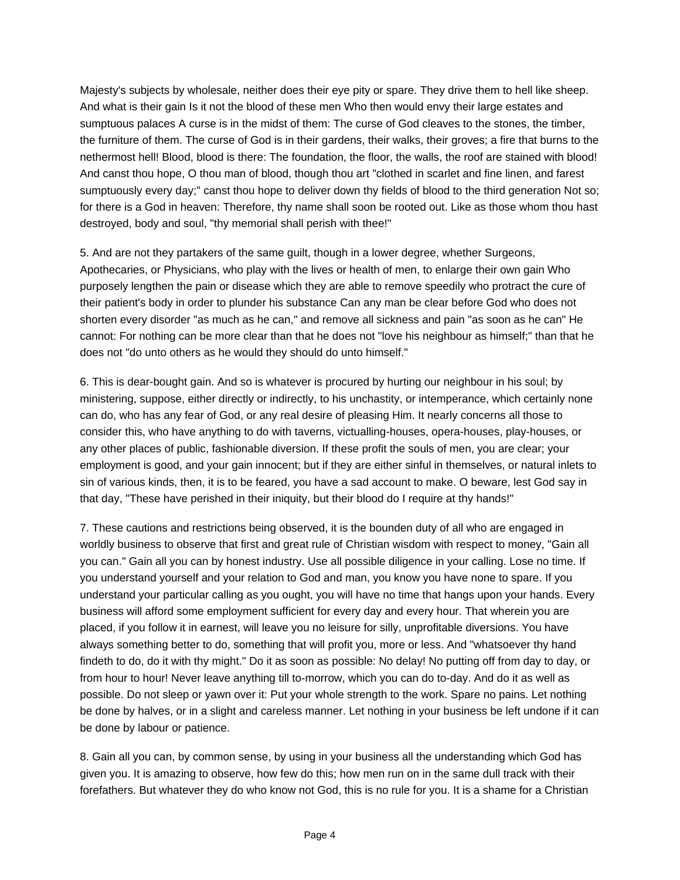Majesty's subjects by wholesale, neither does their eye pity or spare. They drive them to hell like sheep. And what is their gain Is it not the blood of these men Who then would envy their large estates and sumptuous palaces A curse is in the midst of them: The curse of God cleaves to the stones, the timber, the furniture of them. The curse of God is in their gardens, their walks, their groves; a fire that burns to the nethermost hell! Blood, blood is there: The foundation, the floor, the walls, the roof are stained with blood! And canst thou hope, O thou man of blood, though thou art "clothed in scarlet and fine linen, and farest sumptuously every day;" canst thou hope to deliver down thy fields of blood to the third generation Not so; for there is a God in heaven: Therefore, thy name shall soon be rooted out. Like as those whom thou hast destroyed, body and soul, "thy memorial shall perish with thee!"

5. And are not they partakers of the same guilt, though in a lower degree, whether Surgeons, Apothecaries, or Physicians, who play with the lives or health of men, to enlarge their own gain Who purposely lengthen the pain or disease which they are able to remove speedily who protract the cure of their patient's body in order to plunder his substance Can any man be clear before God who does not shorten every disorder "as much as he can," and remove all sickness and pain "as soon as he can" He cannot: For nothing can be more clear than that he does not "love his neighbour as himself;" than that he does not "do unto others as he would they should do unto himself."

6. This is dear-bought gain. And so is whatever is procured by hurting our neighbour in his soul; by ministering, suppose, either directly or indirectly, to his unchastity, or intemperance, which certainly none can do, who has any fear of God, or any real desire of pleasing Him. It nearly concerns all those to consider this, who have anything to do with taverns, victualling-houses, opera-houses, play-houses, or any other places of public, fashionable diversion. If these profit the souls of men, you are clear; your employment is good, and your gain innocent; but if they are either sinful in themselves, or natural inlets to sin of various kinds, then, it is to be feared, you have a sad account to make. O beware, lest God say in that day, "These have perished in their iniquity, but their blood do I require at thy hands!"

7. These cautions and restrictions being observed, it is the bounden duty of all who are engaged in worldly business to observe that first and great rule of Christian wisdom with respect to money, "Gain all you can." Gain all you can by honest industry. Use all possible diligence in your calling. Lose no time. If you understand yourself and your relation to God and man, you know you have none to spare. If you understand your particular calling as you ought, you will have no time that hangs upon your hands. Every business will afford some employment sufficient for every day and every hour. That wherein you are placed, if you follow it in earnest, will leave you no leisure for silly, unprofitable diversions. You have always something better to do, something that will profit you, more or less. And "whatsoever thy hand findeth to do, do it with thy might." Do it as soon as possible: No delay! No putting off from day to day, or from hour to hour! Never leave anything till to-morrow, which you can do to-day. And do it as well as possible. Do not sleep or yawn over it: Put your whole strength to the work. Spare no pains. Let nothing be done by halves, or in a slight and careless manner. Let nothing in your business be left undone if it can be done by labour or patience.

8. Gain all you can, by common sense, by using in your business all the understanding which God has given you. It is amazing to observe, how few do this; how men run on in the same dull track with their forefathers. But whatever they do who know not God, this is no rule for you. It is a shame for a Christian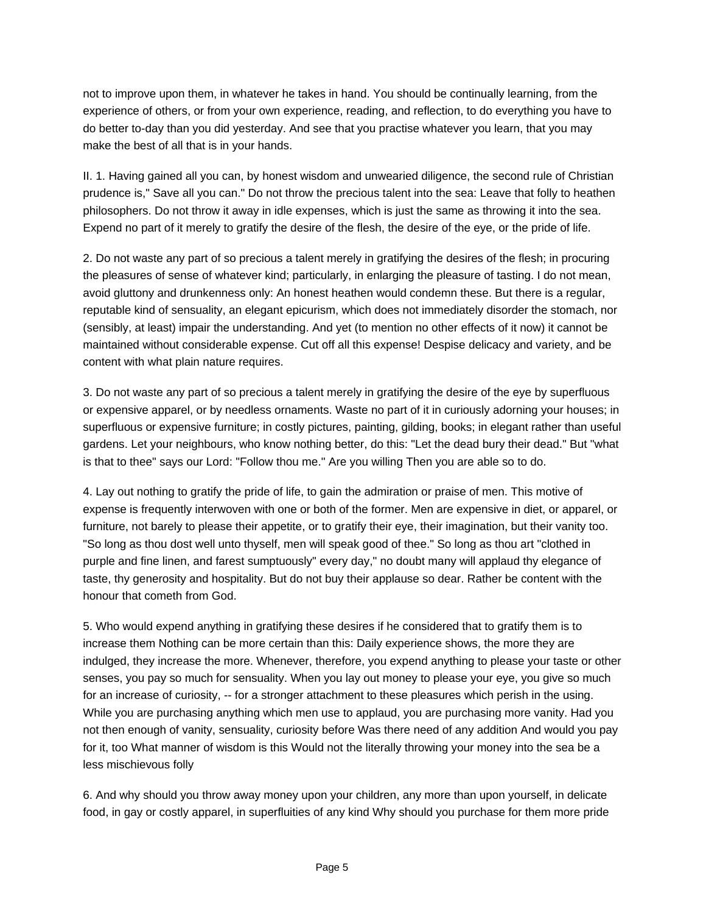not to improve upon them, in whatever he takes in hand. You should be continually learning, from the experience of others, or from your own experience, reading, and reflection, to do everything you have to do better to-day than you did yesterday. And see that you practise whatever you learn, that you may make the best of all that is in your hands.

II. 1. Having gained all you can, by honest wisdom and unwearied diligence, the second rule of Christian prudence is," Save all you can." Do not throw the precious talent into the sea: Leave that folly to heathen philosophers. Do not throw it away in idle expenses, which is just the same as throwing it into the sea. Expend no part of it merely to gratify the desire of the flesh, the desire of the eye, or the pride of life.

2. Do not waste any part of so precious a talent merely in gratifying the desires of the flesh; in procuring the pleasures of sense of whatever kind; particularly, in enlarging the pleasure of tasting. I do not mean, avoid gluttony and drunkenness only: An honest heathen would condemn these. But there is a regular, reputable kind of sensuality, an elegant epicurism, which does not immediately disorder the stomach, nor (sensibly, at least) impair the understanding. And yet (to mention no other effects of it now) it cannot be maintained without considerable expense. Cut off all this expense! Despise delicacy and variety, and be content with what plain nature requires.

3. Do not waste any part of so precious a talent merely in gratifying the desire of the eye by superfluous or expensive apparel, or by needless ornaments. Waste no part of it in curiously adorning your houses; in superfluous or expensive furniture; in costly pictures, painting, gilding, books; in elegant rather than useful gardens. Let your neighbours, who know nothing better, do this: "Let the dead bury their dead." But "what is that to thee" says our Lord: "Follow thou me." Are you willing Then you are able so to do.

4. Lay out nothing to gratify the pride of life, to gain the admiration or praise of men. This motive of expense is frequently interwoven with one or both of the former. Men are expensive in diet, or apparel, or furniture, not barely to please their appetite, or to gratify their eye, their imagination, but their vanity too. "So long as thou dost well unto thyself, men will speak good of thee." So long as thou art "clothed in purple and fine linen, and farest sumptuously" every day," no doubt many will applaud thy elegance of taste, thy generosity and hospitality. But do not buy their applause so dear. Rather be content with the honour that cometh from God.

5. Who would expend anything in gratifying these desires if he considered that to gratify them is to increase them Nothing can be more certain than this: Daily experience shows, the more they are indulged, they increase the more. Whenever, therefore, you expend anything to please your taste or other senses, you pay so much for sensuality. When you lay out money to please your eye, you give so much for an increase of curiosity, -- for a stronger attachment to these pleasures which perish in the using. While you are purchasing anything which men use to applaud, you are purchasing more vanity. Had you not then enough of vanity, sensuality, curiosity before Was there need of any addition And would you pay for it, too What manner of wisdom is this Would not the literally throwing your money into the sea be a less mischievous folly

6. And why should you throw away money upon your children, any more than upon yourself, in delicate food, in gay or costly apparel, in superfluities of any kind Why should you purchase for them more pride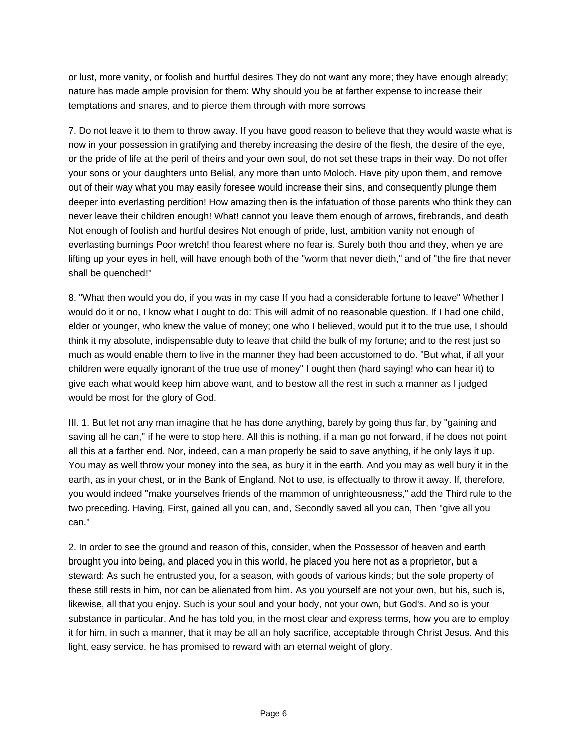or lust, more vanity, or foolish and hurtful desires They do not want any more; they have enough already; nature has made ample provision for them: Why should you be at farther expense to increase their temptations and snares, and to pierce them through with more sorrows

7. Do not leave it to them to throw away. If you have good reason to believe that they would waste what is now in your possession in gratifying and thereby increasing the desire of the flesh, the desire of the eye, or the pride of life at the peril of theirs and your own soul, do not set these traps in their way. Do not offer your sons or your daughters unto Belial, any more than unto Moloch. Have pity upon them, and remove out of their way what you may easily foresee would increase their sins, and consequently plunge them deeper into everlasting perdition! How amazing then is the infatuation of those parents who think they can never leave their children enough! What! cannot you leave them enough of arrows, firebrands, and death Not enough of foolish and hurtful desires Not enough of pride, lust, ambition vanity not enough of everlasting burnings Poor wretch! thou fearest where no fear is. Surely both thou and they, when ye are lifting up your eyes in hell, will have enough both of the "worm that never dieth," and of "the fire that never shall be quenched!"

8. "What then would you do, if you was in my case If you had a considerable fortune to leave" Whether I would do it or no, I know what I ought to do: This will admit of no reasonable question. If I had one child, elder or younger, who knew the value of money; one who I believed, would put it to the true use, I should think it my absolute, indispensable duty to leave that child the bulk of my fortune; and to the rest just so much as would enable them to live in the manner they had been accustomed to do. "But what, if all your children were equally ignorant of the true use of money" I ought then (hard saying! who can hear it) to give each what would keep him above want, and to bestow all the rest in such a manner as I judged would be most for the glory of God.

III. 1. But let not any man imagine that he has done anything, barely by going thus far, by "gaining and saving all he can," if he were to stop here. All this is nothing, if a man go not forward, if he does not point all this at a farther end. Nor, indeed, can a man properly be said to save anything, if he only lays it up. You may as well throw your money into the sea, as bury it in the earth. And you may as well bury it in the earth, as in your chest, or in the Bank of England. Not to use, is effectually to throw it away. If, therefore, you would indeed "make yourselves friends of the mammon of unrighteousness," add the Third rule to the two preceding. Having, First, gained all you can, and, Secondly saved all you can, Then "give all you can."

2. In order to see the ground and reason of this, consider, when the Possessor of heaven and earth brought you into being, and placed you in this world, he placed you here not as a proprietor, but a steward: As such he entrusted you, for a season, with goods of various kinds; but the sole property of these still rests in him, nor can be alienated from him. As you yourself are not your own, but his, such is, likewise, all that you enjoy. Such is your soul and your body, not your own, but God's. And so is your substance in particular. And he has told you, in the most clear and express terms, how you are to employ it for him, in such a manner, that it may be all an holy sacrifice, acceptable through Christ Jesus. And this light, easy service, he has promised to reward with an eternal weight of glory.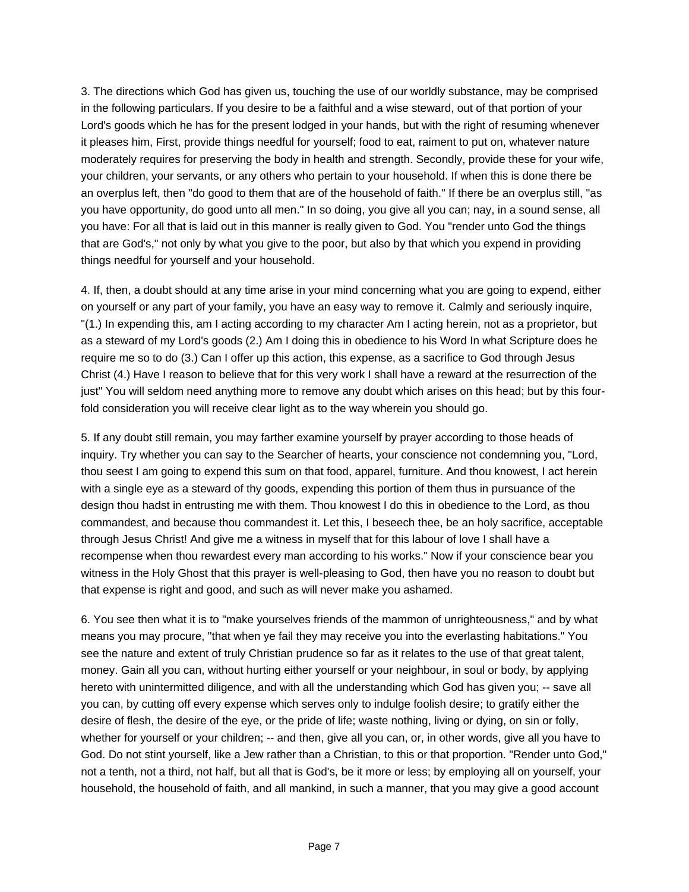3. The directions which God has given us, touching the use of our worldly substance, may be comprised in the following particulars. If you desire to be a faithful and a wise steward, out of that portion of your Lord's goods which he has for the present lodged in your hands, but with the right of resuming whenever it pleases him, First, provide things needful for yourself; food to eat, raiment to put on, whatever nature moderately requires for preserving the body in health and strength. Secondly, provide these for your wife, your children, your servants, or any others who pertain to your household. If when this is done there be an overplus left, then "do good to them that are of the household of faith." If there be an overplus still, "as you have opportunity, do good unto all men." In so doing, you give all you can; nay, in a sound sense, all you have: For all that is laid out in this manner is really given to God. You "render unto God the things that are God's," not only by what you give to the poor, but also by that which you expend in providing things needful for yourself and your household.

4. If, then, a doubt should at any time arise in your mind concerning what you are going to expend, either on yourself or any part of your family, you have an easy way to remove it. Calmly and seriously inquire, "(1.) In expending this, am I acting according to my character Am I acting herein, not as a proprietor, but as a steward of my Lord's goods (2.) Am I doing this in obedience to his Word In what Scripture does he require me so to do (3.) Can I offer up this action, this expense, as a sacrifice to God through Jesus Christ (4.) Have I reason to believe that for this very work I shall have a reward at the resurrection of the just" You will seldom need anything more to remove any doubt which arises on this head; but by this four-fold consideration you will receive clear light as to the way wherein you should go.

5. If any doubt still remain, you may farther examine yourself by prayer according to those heads of inquiry. Try whether you can say to the Searcher of hearts, your conscience not condemning you, "Lord, thou seest I am going to expend this sum on that food, apparel, furniture. And thou knowest, I act herein with a single eye as a steward of thy goods, expending this portion of them thus in pursuance of the design thou hadst in entrusting me with them. Thou knowest I do this in obedience to the Lord, as thou commandest, and because thou commandest it. Let this, I beseech thee, be an holy sacrifice, acceptable through Jesus Christ! And give me a witness in myself that for this labour of love I shall have a recompense when thou rewardest every man according to his works." Now if your conscience bear you witness in the Holy Ghost that this prayer is well-pleasing to God, then have you no reason to doubt but that expense is right and good, and such as will never make you ashamed.

6. You see then what it is to "make yourselves friends of the mammon of unrighteousness," and by what means you may procure, "that when ye fail they may receive you into the everlasting habitations." You see the nature and extent of truly Christian prudence so far as it relates to the use of that great talent, money. Gain all you can, without hurting either yourself or your neighbour, in soul or body, by applying hereto with unintermitted diligence, and with all the understanding which God has given you; -- save all you can, by cutting off every expense which serves only to indulge foolish desire; to gratify either the desire of flesh, the desire of the eye, or the pride of life; waste nothing, living or dying, on sin or folly, whether for yourself or your children; -- and then, give all you can, or, in other words, give all you have to God. Do not stint yourself, like a Jew rather than a Christian, to this or that proportion. "Render unto God," not a tenth, not a third, not half, but all that is God's, be it more or less; by employing all on yourself, your household, the household of faith, and all mankind, in such a manner, that you may give a good account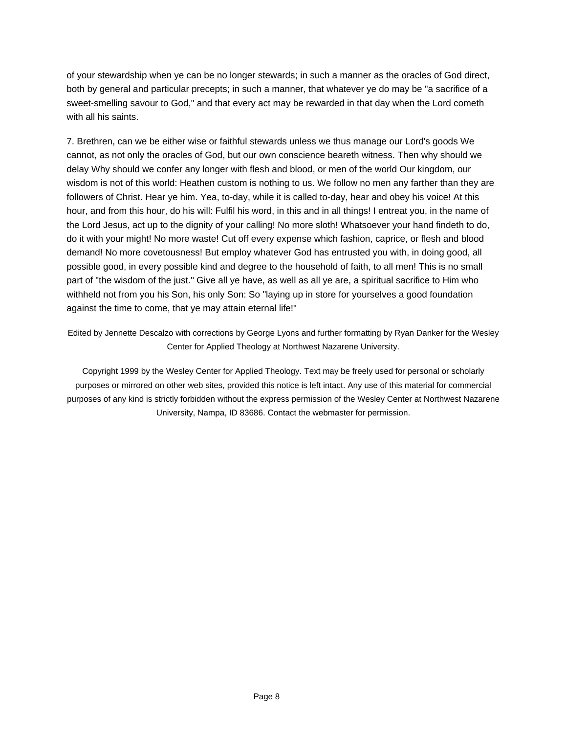of your stewardship when ye can be no longer stewards; in such a manner as the oracles of God direct, both by general and particular precepts; in such a manner, that whatever ye do may be "a sacrifice of a sweet-smelling savour to God," and that every act may be rewarded in that day when the Lord cometh with all his saints.

7. Brethren, can we be either wise or faithful stewards unless we thus manage our Lord's goods We cannot, as not only the oracles of God, but our own conscience beareth witness. Then why should we delay Why should we confer any longer with flesh and blood, or men of the world Our kingdom, our wisdom is not of this world: Heathen custom is nothing to us. We follow no men any farther than they are followers of Christ. Hear ye him. Yea, to-day, while it is called to-day, hear and obey his voice! At this hour, and from this hour, do his will: Fulfil his word, in this and in all things! I entreat you, in the name of the Lord Jesus, act up to the dignity of your calling! No more sloth! Whatsoever your hand findeth to do, do it with your might! No more waste! Cut off every expense which fashion, caprice, or flesh and blood demand! No more covetousness! But employ whatever God has entrusted you with, in doing good, all possible good, in every possible kind and degree to the household of faith, to all men! This is no small part of "the wisdom of the just." Give all ye have, as well as all ye are, a spiritual sacrifice to Him who withheld not from you his Son, his only Son: So "laying up in store for yourselves a good foundation against the time to come, that ye may attain eternal life!"

Edited by Jennette Descalzo with corrections by George Lyons and further formatting by Ryan Danker for the Wesley Center for Applied Theology at Northwest Nazarene University.

Copyright 1999 by the Wesley Center for Applied Theology. Text may be freely used for personal or scholarly purposes or mirrored on other web sites, provided this notice is left intact. Any use of this material for commercial purposes of any kind is strictly forbidden without the express permission of the Wesley Center at Northwest Nazarene University, Nampa, ID 83686. Contact the webmaster for permission.